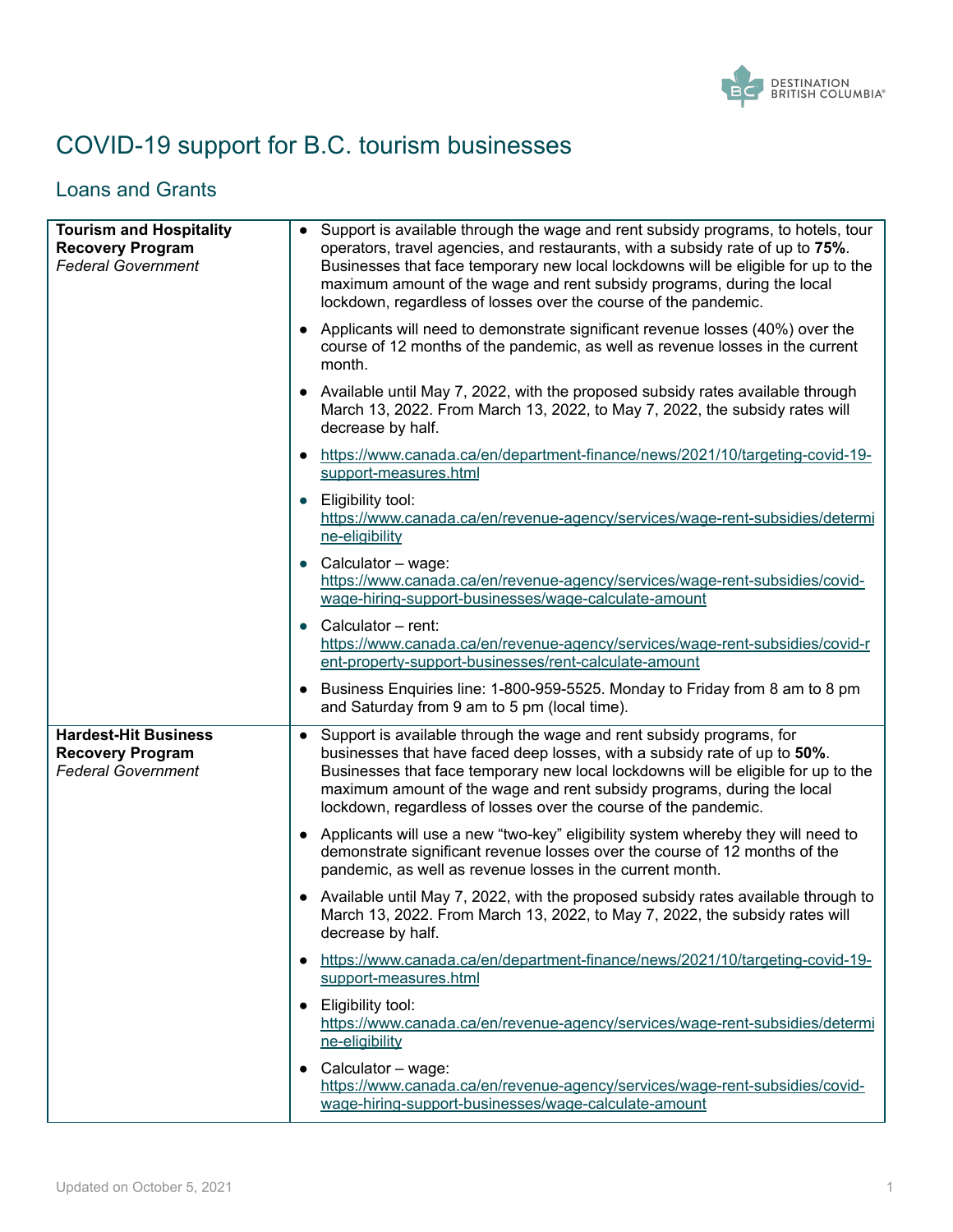# COVID-19 support for B.C. tourism businesses

## Loans and Grants

| | |
|---|---|
| **Tourism and Hospitality Recovery Program** *Federal Government* | • Support is available through the wage and rent subsidy programs, to hotels, tour operators, travel agencies, and restaurants, with a subsidy rate of up to **75%**. Businesses that face temporary new local lockdowns will be eligible for up to the maximum amount of the wage and rent subsidy programs, during the local lockdown, regardless of losses over the course of the pandemic.<br>• Applicants will need to demonstrate significant revenue losses (40%) over the course of 12 months of the pandemic, as well as revenue losses in the current month.<br>• Available until May 7, 2022, with the proposed subsidy rates available through March 13, 2022. From March 13, 2022, to May 7, 2022, the subsidy rates will decrease by half.<br>• https://www.canada.ca/en/department-finance/news/2021/10/targeting-covid-19-support-measures.html<br>• Eligibility tool: https://www.canada.ca/en/revenue-agency/services/wage-rent-subsidies/determine-eligibility<br>• Calculator – wage: https://www.canada.ca/en/revenue-agency/services/wage-rent-subsidies/covid-wage-hiring-support-businesses/wage-calculate-amount<br>• Calculator – rent: https://www.canada.ca/en/revenue-agency/services/wage-rent-subsidies/covid-rent-property-support-businesses/rent-calculate-amount<br>• Business Enquiries line: 1-800-959-5525. Monday to Friday from 8 am to 8 pm and Saturday from 9 am to 5 pm (local time). |
| **Hardest-Hit Business Recovery Program** *Federal Government* | • Support is available through the wage and rent subsidy programs, for businesses that have faced deep losses, with a subsidy rate of up to **50%**. Businesses that face temporary new local lockdowns will be eligible for up to the maximum amount of the wage and rent subsidy programs, during the local lockdown, regardless of losses over the course of the pandemic.<br>• Applicants will use a new "two-key" eligibility system whereby they will need to demonstrate significant revenue losses over the course of 12 months of the pandemic, as well as revenue losses in the current month.<br>• Available until May 7, 2022, with the proposed subsidy rates available through to March 13, 2022. From March 13, 2022, to May 7, 2022, the subsidy rates will decrease by half.<br>• https://www.canada.ca/en/department-finance/news/2021/10/targeting-covid-19-support-measures.html<br>• Eligibility tool: https://www.canada.ca/en/revenue-agency/services/wage-rent-subsidies/determine-eligibility<br>• Calculator – wage: https://www.canada.ca/en/revenue-agency/services/wage-rent-subsidies/covid-wage-hiring-support-businesses/wage-calculate-amount |

Updated on October 5, 2021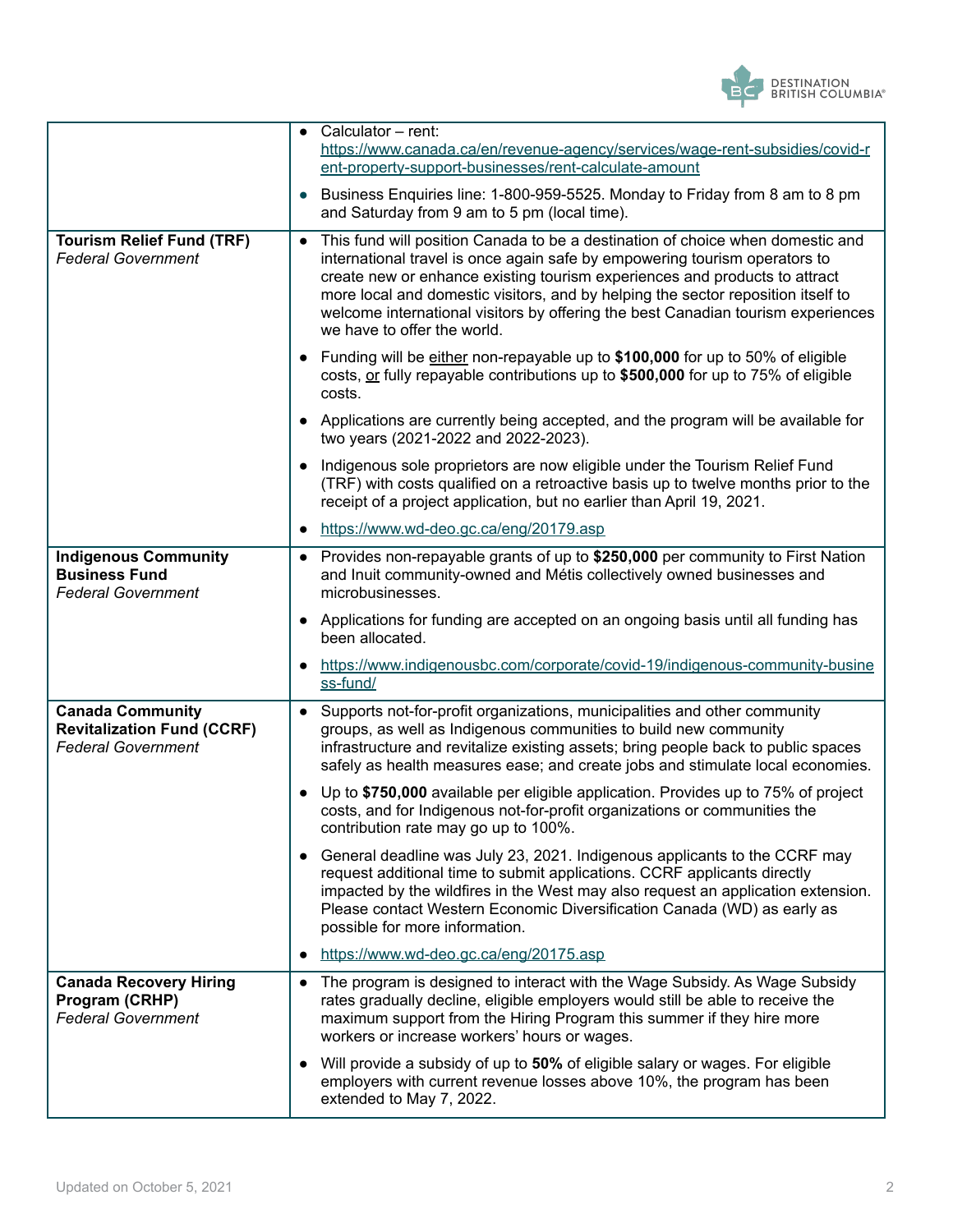| | |
|---|---|
| | • Calculator – rent: https://www.canada.ca/en/revenue-agency/services/wage-rent-subsidies/covid-rent-property-support-businesses/rent-calculate-amount<br>• Business Enquiries line: 1-800-959-5525. Monday to Friday from 8 am to 8 pm and Saturday from 9 am to 5 pm (local time). |
| **Tourism Relief Fund (TRF)**<br>*Federal Government* | • This fund will position Canada to be a destination of choice when domestic and international travel is once again safe by empowering tourism operators to create new or enhance existing tourism experiences and products to attract more local and domestic visitors, and by helping the sector reposition itself to welcome international visitors by offering the best Canadian tourism experiences we have to offer the world.<br>• Funding will be either non-repayable up to **$100,000** for up to 50% of eligible costs, or fully repayable contributions up to **$500,000** for up to 75% of eligible costs.<br>• Applications are currently being accepted, and the program will be available for two years (2021-2022 and 2022-2023).<br>• Indigenous sole proprietors are now eligible under the Tourism Relief Fund (TRF) with costs qualified on a retroactive basis up to twelve months prior to the receipt of a project application, but no earlier than April 19, 2021.<br>• https://www.wd-deo.gc.ca/eng/20179.asp |
| **Indigenous Community Business Fund**<br>*Federal Government* | • Provides non-repayable grants of up to **$250,000** per community to First Nation and Inuit community-owned and Métis collectively owned businesses and microbusinesses.<br>• Applications for funding are accepted on an ongoing basis until all funding has been allocated.<br>• https://www.indigenousbc.com/corporate/covid-19/indigenous-community-business-fund/ |
| **Canada Community Revitalization Fund (CCRF)**<br>*Federal Government* | • Supports not-for-profit organizations, municipalities and other community groups, as well as Indigenous communities to build new community infrastructure and revitalize existing assets; bring people back to public spaces safely as health measures ease; and create jobs and stimulate local economies.<br>• Up to **$750,000** available per eligible application. Provides up to 75% of project costs, and for Indigenous not-for-profit organizations or communities the contribution rate may go up to 100%.<br>• General deadline was July 23, 2021. Indigenous applicants to the CCRF may request additional time to submit applications. CCRF applicants directly impacted by the wildfires in the West may also request an application extension. Please contact Western Economic Diversification Canada (WD) as early as possible for more information.<br>• https://www.wd-deo.gc.ca/eng/20175.asp |
| **Canada Recovery Hiring Program (CRHP)**<br>*Federal Government* | • The program is designed to interact with the Wage Subsidy. As Wage Subsidy rates gradually decline, eligible employers would still be able to receive the maximum support from the Hiring Program this summer if they hire more workers or increase workers' hours or wages.<br>• Will provide a subsidy of up to **50%** of eligible salary or wages. For eligible employers with current revenue losses above 10%, the program has been extended to May 7, 2022. |

Updated on October 5, 2021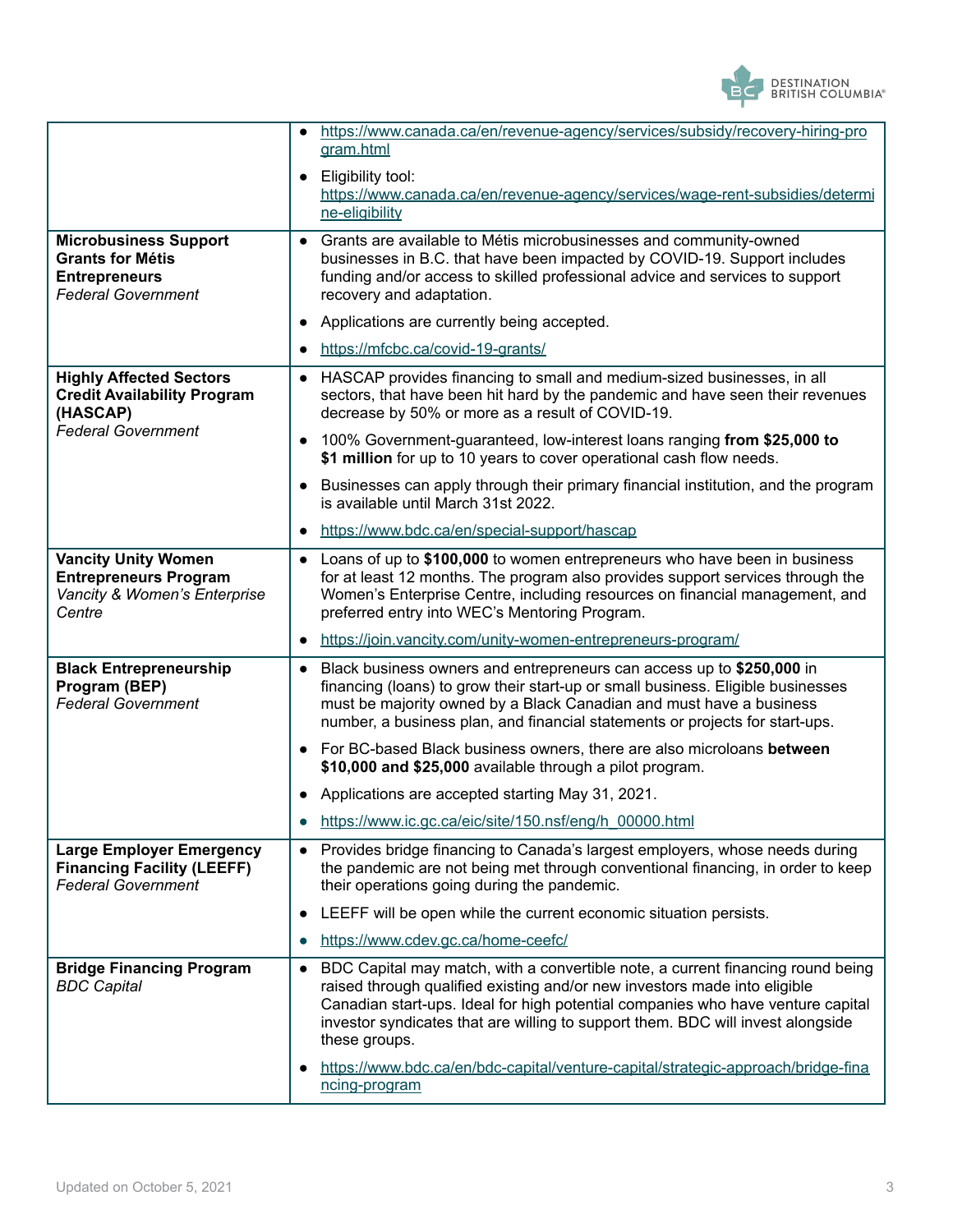| | |
|---|---|
| | • https://www.canada.ca/en/revenue-agency/services/subsidy/recovery-hiring-program.html<br>• Eligibility tool: https://www.canada.ca/en/revenue-agency/services/wage-rent-subsidies/determine-eligibility |
| **Microbusiness Support Grants for Métis Entrepreneurs**<br>*Federal Government* | • Grants are available to Métis microbusinesses and community-owned businesses in B.C. that have been impacted by COVID-19. Support includes funding and/or access to skilled professional advice and services to support recovery and adaptation.<br>• Applications are currently being accepted.<br>• https://mfcbc.ca/covid-19-grants/ |
| **Highly Affected Sectors Credit Availability Program (HASCAP)**<br>*Federal Government* | • HASCAP provides financing to small and medium-sized businesses, in all sectors, that have been hit hard by the pandemic and have seen their revenues decrease by 50% or more as a result of COVID-19.<br>• 100% Government-guaranteed, low-interest loans ranging **from $25,000 to $1 million** for up to 10 years to cover operational cash flow needs.<br>• Businesses can apply through their primary financial institution, and the program is available until March 31st 2022.<br>• https://www.bdc.ca/en/special-support/hascap |
| **Vancity Unity Women Entrepreneurs Program**<br>*Vancity & Women's Enterprise Centre* | • Loans of up to **$100,000** to women entrepreneurs who have been in business for at least 12 months. The program also provides support services through the Women's Enterprise Centre, including resources on financial management, and preferred entry into WEC's Mentoring Program.<br>• https://join.vancity.com/unity-women-entrepreneurs-program/ |
| **Black Entrepreneurship Program (BEP)**<br>*Federal Government* | • Black business owners and entrepreneurs can access up to **$250,000** in financing (loans) to grow their start-up or small business. Eligible businesses must be majority owned by a Black Canadian and must have a business number, a business plan, and financial statements or projects for start-ups.<br>• For BC-based Black business owners, there are also microloans **between $10,000 and $25,000** available through a pilot program.<br>• Applications are accepted starting May 31, 2021.<br>• https://www.ic.gc.ca/eic/site/150.nsf/eng/h_00000.html |
| **Large Employer Emergency Financing Facility (LEEFF)**<br>*Federal Government* | • Provides bridge financing to Canada's largest employers, whose needs during the pandemic are not being met through conventional financing, in order to keep their operations going during the pandemic.<br>• LEEFF will be open while the current economic situation persists.<br>• https://www.cdev.gc.ca/home-ceefc/ |
| **Bridge Financing Program**<br>*BDC Capital* | • BDC Capital may match, with a convertible note, a current financing round being raised through qualified existing and/or new investors made into eligible Canadian start-ups. Ideal for high potential companies who have venture capital investor syndicates that are willing to support them. BDC will invest alongside these groups.<br>• https://www.bdc.ca/en/bdc-capital/venture-capital/strategic-approach/bridge-financing-program |

Updated on October 5, 2021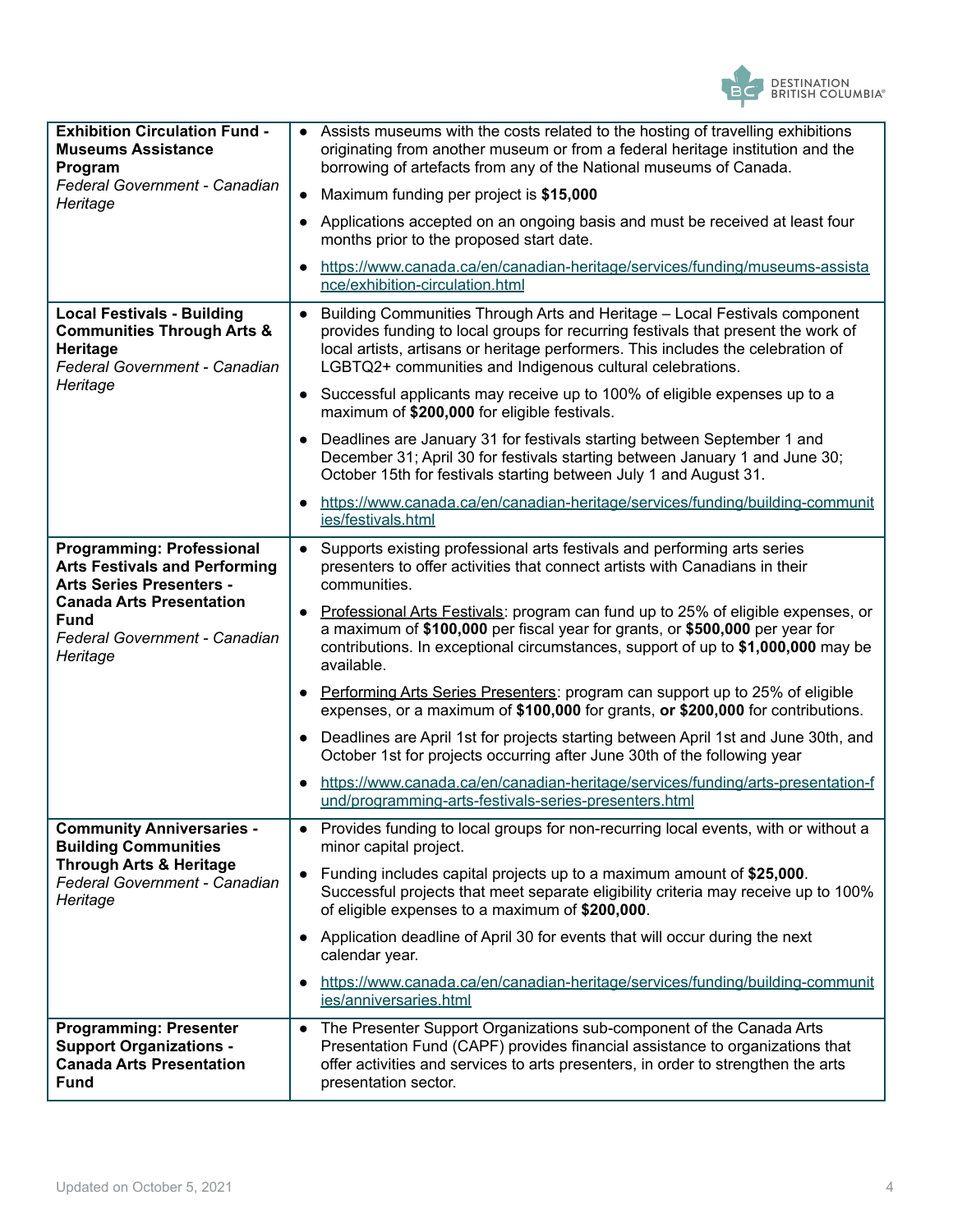| Program | Details |
|---|---|
| **Exhibition Circulation Fund - Museums Assistance Program**<br>*Federal Government - Canadian Heritage* | • Assists museums with the costs related to the hosting of travelling exhibitions originating from another museum or from a federal heritage institution and the borrowing of artefacts from any of the National museums of Canada.<br>• Maximum funding per project is **$15,000**<br>• Applications accepted on an ongoing basis and must be received at least four months prior to the proposed start date.<br>• https://www.canada.ca/en/canadian-heritage/services/funding/museums-assistance/exhibition-circulation.html |
| **Local Festivals - Building Communities Through Arts & Heritage**<br>*Federal Government - Canadian Heritage* | • Building Communities Through Arts and Heritage – Local Festivals component provides funding to local groups for recurring festivals that present the work of local artists, artisans or heritage performers. This includes the celebration of LGBTQ2+ communities and Indigenous cultural celebrations.<br>• Successful applicants may receive up to 100% of eligible expenses up to a maximum of **$200,000** for eligible festivals.<br>• Deadlines are January 31 for festivals starting between September 1 and December 31; April 30 for festivals starting between January 1 and June 30; October 15th for festivals starting between July 1 and August 31.<br>• https://www.canada.ca/en/canadian-heritage/services/funding/building-communities/festivals.html |
| **Programming: Professional Arts Festivals and Performing Arts Series Presenters - Canada Arts Presentation Fund**<br>*Federal Government - Canadian Heritage* | • Supports existing professional arts festivals and performing arts series presenters to offer activities that connect artists with Canadians in their communities.<br>• Professional Arts Festivals: program can fund up to 25% of eligible expenses, or a maximum of **$100,000** per fiscal year for grants, or **$500,000** per year for contributions. In exceptional circumstances, support of up to **$1,000,000** may be available.<br>• Performing Arts Series Presenters: program can support up to 25% of eligible expenses, or a maximum of **$100,000** for grants, **or $200,000** for contributions.<br>• Deadlines are April 1st for projects starting between April 1st and June 30th, and October 1st for projects occurring after June 30th of the following year<br>• https://www.canada.ca/en/canadian-heritage/services/funding/arts-presentation-fund/programming-arts-festivals-series-presenters.html |
| **Community Anniversaries - Building Communities Through Arts & Heritage**<br>*Federal Government - Canadian Heritage* | • Provides funding to local groups for non-recurring local events, with or without a minor capital project.<br>• Funding includes capital projects up to a maximum amount of **$25,000**. Successful projects that meet separate eligibility criteria may receive up to 100% of eligible expenses to a maximum of **$200,000**.<br>• Application deadline of April 30 for events that will occur during the next calendar year.<br>• https://www.canada.ca/en/canadian-heritage/services/funding/building-communities/anniversaries.html |
| **Programming: Presenter Support Organizations - Canada Arts Presentation Fund** | • The Presenter Support Organizations sub-component of the Canada Arts Presentation Fund (CAPF) provides financial assistance to organizations that offer activities and services to arts presenters, in order to strengthen the arts presentation sector. |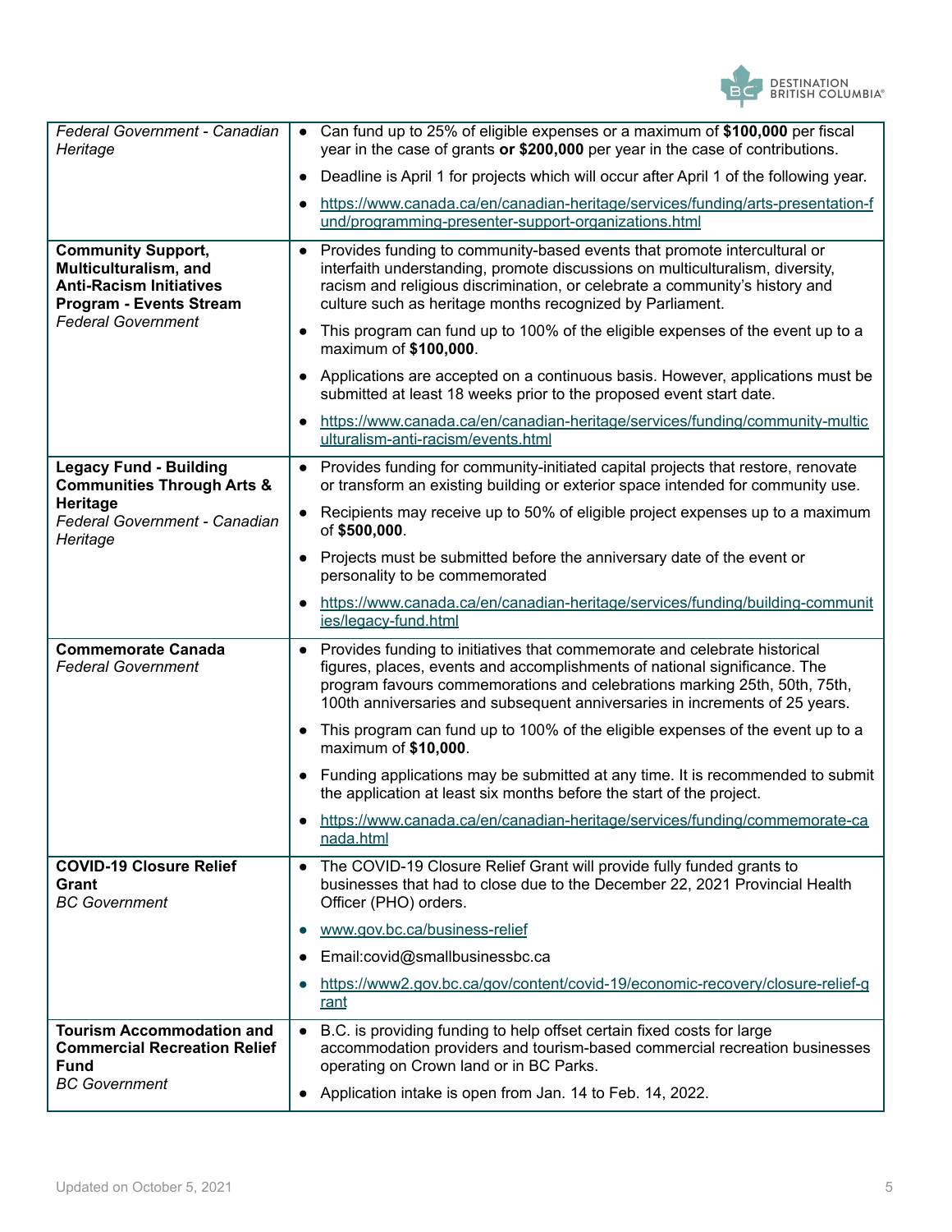| | |
|---|---|
| *Federal Government - Canadian Heritage* | • Can fund up to 25% of eligible expenses or a maximum of **$100,000** per fiscal year in the case of grants **or $200,000** per year in the case of contributions.<br>• Deadline is April 1 for projects which will occur after April 1 of the following year.<br>• https://www.canada.ca/en/canadian-heritage/services/funding/arts-presentation-fund/programming-presenter-support-organizations.html |
| **Community Support, Multiculturalism, and Anti-Racism Initiatives Program - Events Stream**<br>*Federal Government* | • Provides funding to community-based events that promote intercultural or interfaith understanding, promote discussions on multiculturalism, diversity, racism and religious discrimination, or celebrate a community's history and culture such as heritage months recognized by Parliament.<br>• This program can fund up to 100% of the eligible expenses of the event up to a maximum of **$100,000**.<br>• Applications are accepted on a continuous basis. However, applications must be submitted at least 18 weeks prior to the proposed event start date.<br>• https://www.canada.ca/en/canadian-heritage/services/funding/community-multiculturalism-anti-racism/events.html |
| **Legacy Fund - Building Communities Through Arts & Heritage**<br>*Federal Government - Canadian Heritage* | • Provides funding for community-initiated capital projects that restore, renovate or transform an existing building or exterior space intended for community use.<br>• Recipients may receive up to 50% of eligible project expenses up to a maximum of **$500,000**.<br>• Projects must be submitted before the anniversary date of the event or personality to be commemorated<br>• https://www.canada.ca/en/canadian-heritage/services/funding/building-communities/legacy-fund.html |
| **Commemorate Canada**<br>*Federal Government* | • Provides funding to initiatives that commemorate and celebrate historical figures, places, events and accomplishments of national significance. The program favours commemorations and celebrations marking 25th, 50th, 75th, 100th anniversaries and subsequent anniversaries in increments of 25 years.<br>• This program can fund up to 100% of the eligible expenses of the event up to a maximum of **$10,000**.<br>• Funding applications may be submitted at any time. It is recommended to submit the application at least six months before the start of the project.<br>• https://www.canada.ca/en/canadian-heritage/services/funding/commemorate-canada.html |
| **COVID-19 Closure Relief Grant**<br>*BC Government* | • The COVID-19 Closure Relief Grant will provide fully funded grants to businesses that had to close due to the December 22, 2021 Provincial Health Officer (PHO) orders.<br>• www.gov.bc.ca/business-relief<br>• Email:covid@smallbusinessbc.ca<br>• https://www2.gov.bc.ca/gov/content/covid-19/economic-recovery/closure-relief-grant |
| **Tourism Accommodation and Commercial Recreation Relief Fund**<br>*BC Government* | • B.C. is providing funding to help offset certain fixed costs for large accommodation providers and tourism-based commercial recreation businesses operating on Crown land or in BC Parks.<br>• Application intake is open from Jan. 14 to Feb. 14, 2022. |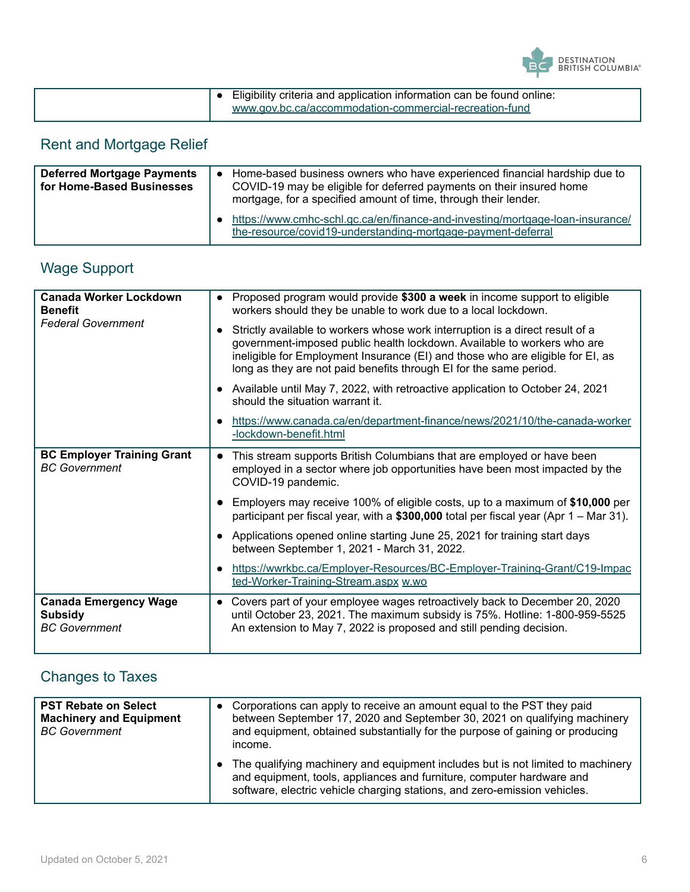| | |
|---|---|
| | • Eligibility criteria and application information can be found online: www.gov.bc.ca/accommodation-commercial-recreation-fund |

## Rent and Mortgage Relief

| | |
|---|---|
| **Deferred Mortgage Payments for Home-Based Businesses** | • Home-based business owners who have experienced financial hardship due to COVID-19 may be eligible for deferred payments on their insured home mortgage, for a specified amount of time, through their lender.<br>• https://www.cmhc-schl.gc.ca/en/finance-and-investing/mortgage-loan-insurance/the-resource/covid19-understanding-mortgage-payment-deferral |

## Wage Support

| | |
|---|---|
| **Canada Worker Lockdown Benefit**<br>*Federal Government* | • Proposed program would provide **$300 a week** in income support to eligible workers should they be unable to work due to a local lockdown.<br>• Strictly available to workers whose work interruption is a direct result of a government-imposed public health lockdown. Available to workers who are ineligible for Employment Insurance (EI) and those who are eligible for EI, as long as they are not paid benefits through EI for the same period.<br>• Available until May 7, 2022, with retroactive application to October 24, 2021 should the situation warrant it.<br>• https://www.canada.ca/en/department-finance/news/2021/10/the-canada-worker-lockdown-benefit.html |
| **BC Employer Training Grant**<br>*BC Government* | • This stream supports British Columbians that are employed or have been employed in a sector where job opportunities have been most impacted by the COVID-19 pandemic.<br>• Employers may receive 100% of eligible costs, up to a maximum of **$10,000** per participant per fiscal year, with a **$300,000** total per fiscal year (Apr 1 – Mar 31).<br>• Applications opened online starting June 25, 2021 for training start days between September 1, 2021 - March 31, 2022.<br>• https://wwrkbc.ca/Employer-Resources/BC-Employer-Training-Grant/C19-Impacted-Worker-Training-Stream.aspx w.wo |
| **Canada Emergency Wage Subsidy**<br>*BC Government* | • Covers part of your employee wages retroactively back to December 20, 2020 until October 23, 2021. The maximum subsidy is 75%. Hotline: 1-800-959-5525 An extension to May 7, 2022 is proposed and still pending decision. |

## Changes to Taxes

| | |
|---|---|
| **PST Rebate on Select Machinery and Equipment**<br>*BC Government* | • Corporations can apply to receive an amount equal to the PST they paid between September 17, 2020 and September 30, 2021 on qualifying machinery and equipment, obtained substantially for the purpose of gaining or producing income.<br>• The qualifying machinery and equipment includes but is not limited to machinery and equipment, tools, appliances and furniture, computer hardware and software, electric vehicle charging stations, and zero-emission vehicles. |

Updated on October 5, 2021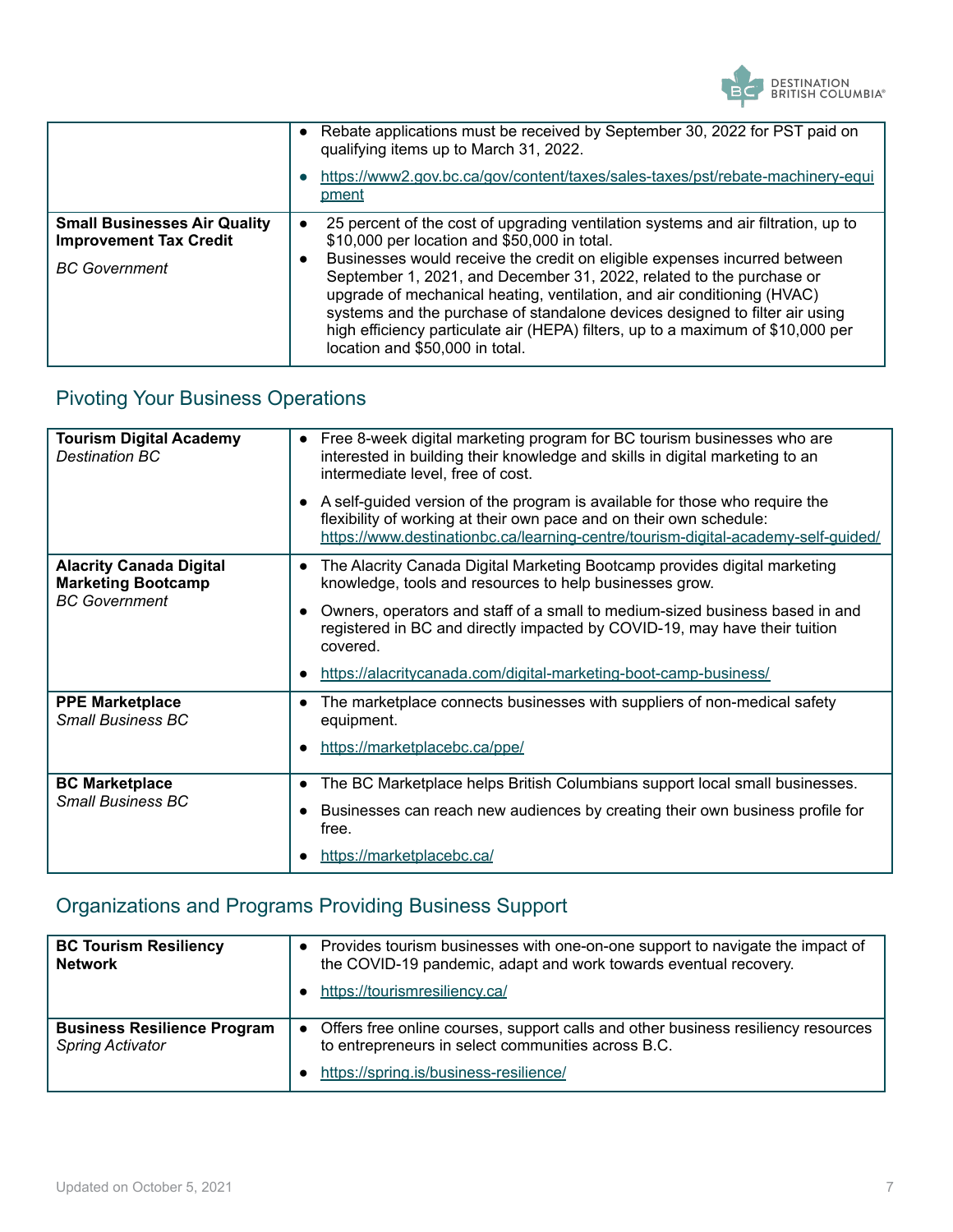| | |
|---|---|
| | • Rebate applications must be received by September 30, 2022 for PST paid on qualifying items up to March 31, 2022.<br>• https://www2.gov.bc.ca/gov/content/taxes/sales-taxes/pst/rebate-machinery-equipment |
| **Small Businesses Air Quality Improvement Tax Credit**<br>*BC Government* | • 25 percent of the cost of upgrading ventilation systems and air filtration, up to $10,000 per location and $50,000 in total.<br>• Businesses would receive the credit on eligible expenses incurred between September 1, 2021, and December 31, 2022, related to the purchase or upgrade of mechanical heating, ventilation, and air conditioning (HVAC) systems and the purchase of standalone devices designed to filter air using high efficiency particulate air (HEPA) filters, up to a maximum of $10,000 per location and $50,000 in total. |

## Pivoting Your Business Operations

| | |
|---|---|
| **Tourism Digital Academy**<br>*Destination BC* | • Free 8-week digital marketing program for BC tourism businesses who are interested in building their knowledge and skills in digital marketing to an intermediate level, free of cost.<br>• A self-guided version of the program is available for those who require the flexibility of working at their own pace and on their own schedule: https://www.destinationbc.ca/learning-centre/tourism-digital-academy-self-guided/ |
| **Alacrity Canada Digital Marketing Bootcamp**<br>*BC Government* | • The Alacrity Canada Digital Marketing Bootcamp provides digital marketing knowledge, tools and resources to help businesses grow.<br>• Owners, operators and staff of a small to medium-sized business based in and registered in BC and directly impacted by COVID-19, may have their tuition covered.<br>• https://alacritycanada.com/digital-marketing-boot-camp-business/ |
| **PPE Marketplace**<br>*Small Business BC* | • The marketplace connects businesses with suppliers of non-medical safety equipment.<br>• https://marketplacebc.ca/ppe/ |
| **BC Marketplace**<br>*Small Business BC* | • The BC Marketplace helps British Columbians support local small businesses.<br>• Businesses can reach new audiences by creating their own business profile for free.<br>• https://marketplacebc.ca/ |

## Organizations and Programs Providing Business Support

| | |
|---|---|
| **BC Tourism Resiliency Network** | • Provides tourism businesses with one-on-one support to navigate the impact of the COVID-19 pandemic, adapt and work towards eventual recovery.<br>• https://tourismresiliency.ca/ |
| **Business Resilience Program**<br>*Spring Activator* | • Offers free online courses, support calls and other business resiliency resources to entrepreneurs in select communities across B.C.<br>• https://spring.is/business-resilience/ |

Updated on October 5, 2021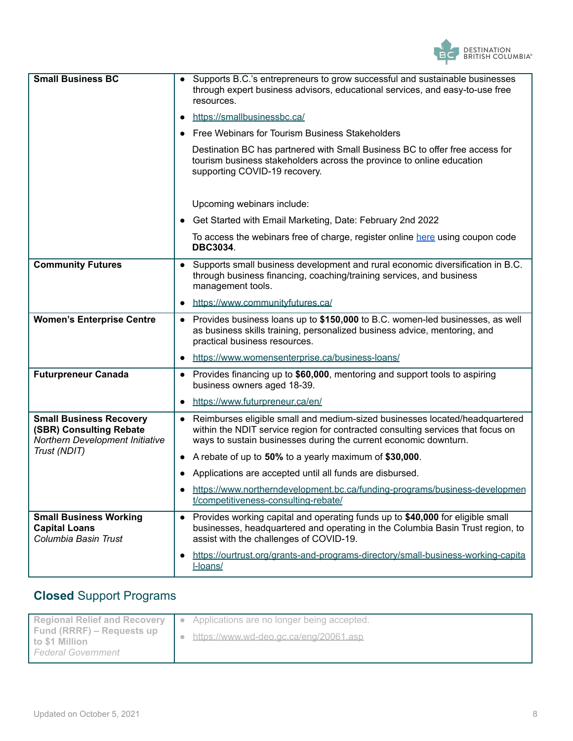| | |
|---|---|
| **Small Business BC** | • Supports B.C.'s entrepreneurs to grow successful and sustainable businesses through expert business advisors, educational services, and easy-to-use free resources.<br>• https://smallbusinessbc.ca/<br>• Free Webinars for Tourism Business Stakeholders<br>Destination BC has partnered with Small Business BC to offer free access for tourism business stakeholders across the province to online education supporting COVID-19 recovery.<br><br>Upcoming webinars include:<br>• Get Started with Email Marketing, Date: February 2nd 2022<br>To access the webinars free of charge, register online here using coupon code **DBC3034**. |
| **Community Futures** | • Supports small business development and rural economic diversification in B.C. through business financing, coaching/training services, and business management tools.<br>• https://www.communityfutures.ca/ |
| **Women's Enterprise Centre** | • Provides business loans up to **$150,000** to B.C. women-led businesses, as well as business skills training, personalized business advice, mentoring, and practical business resources.<br>• https://www.womensenterprise.ca/business-loans/ |
| **Futurpreneur Canada** | • Provides financing up to **$60,000**, mentoring and support tools to aspiring business owners aged 18-39.<br>• https://www.futurpreneur.ca/en/ |
| **Small Business Recovery (SBR) Consulting Rebate**<br>*Northern Development Initiative Trust (NDIT)* | • Reimburses eligible small and medium-sized businesses located/headquartered within the NDIT service region for contracted consulting services that focus on ways to sustain businesses during the current economic downturn.<br>• A rebate of up to **50%** to a yearly maximum of **$30,000**.<br>• Applications are accepted until all funds are disbursed.<br>• https://www.northerndevelopment.bc.ca/funding-programs/business-development/competitiveness-consulting-rebate/ |
| **Small Business Working Capital Loans**<br>*Columbia Basin Trust* | • Provides working capital and operating funds up to **$40,000** for eligible small businesses, headquartered and operating in the Columbia Basin Trust region, to assist with the challenges of COVID-19.<br>• https://ourtrust.org/grants-and-programs-directory/small-business-working-capital-loans/ |

## **Closed** Support Programs

| | |
|---|---|
| **Regional Relief and Recovery Fund (RRRF) – Requests up to $1 Million**<br>*Federal Government* | • Applications are no longer being accepted.<br>• https://www.wd-deo.gc.ca/eng/20061.asp |

Updated on October 5, 2021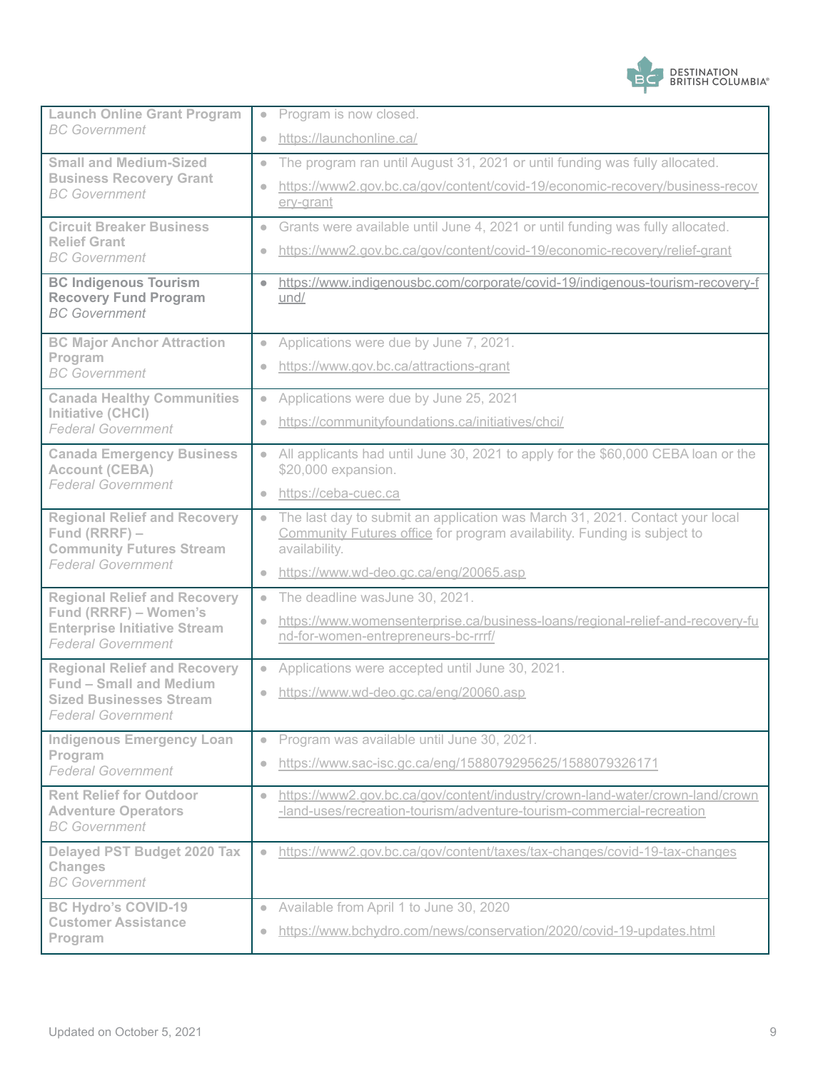| | |
|---|---|
| **Launch Online Grant Program** *BC Government* | • Program is now closed. <br> • https://launchonline.ca/ |
| **Small and Medium-Sized Business Recovery Grant** *BC Government* | • The program ran until August 31, 2021 or until funding was fully allocated. <br> • https://www2.gov.bc.ca/gov/content/covid-19/economic-recovery/business-recovery-grant |
| **Circuit Breaker Business Relief Grant** *BC Government* | • Grants were available until June 4, 2021 or until funding was fully allocated. <br> • https://www2.gov.bc.ca/gov/content/covid-19/economic-recovery/relief-grant |
| **BC Indigenous Tourism Recovery Fund Program** *BC Government* | • https://www.indigenousbc.com/corporate/covid-19/indigenous-tourism-recovery-fund/ |
| **BC Major Anchor Attraction Program** *BC Government* | • Applications were due by June 7, 2021. <br> • https://www.gov.bc.ca/attractions-grant |
| **Canada Healthy Communities Initiative (CHCI)** *Federal Government* | • Applications were due by June 25, 2021 <br> • https://communityfoundations.ca/initiatives/chci/ |
| **Canada Emergency Business Account (CEBA)** *Federal Government* | • All applicants had until June 30, 2021 to apply for the $60,000 CEBA loan or the $20,000 expansion. <br> • https://ceba-cuec.ca |
| **Regional Relief and Recovery Fund (RRRF) – Community Futures Stream** *Federal Government* | • The last day to submit an application was March 31, 2021. Contact your local Community Futures office for program availability. Funding is subject to availability. <br> • https://www.wd-deo.gc.ca/eng/20065.asp |
| **Regional Relief and Recovery Fund (RRRF) – Women's Enterprise Initiative Stream** *Federal Government* | • The deadline wasJune 30, 2021. <br> • https://www.womensenterprise.ca/business-loans/regional-relief-and-recovery-fund-for-women-entrepreneurs-bc-rrrf/ |
| **Regional Relief and Recovery Fund – Small and Medium Sized Businesses Stream** *Federal Government* | • Applications were accepted until June 30, 2021. <br> • https://www.wd-deo.gc.ca/eng/20060.asp |
| **Indigenous Emergency Loan Program** *Federal Government* | • Program was available until June 30, 2021. <br> • https://www.sac-isc.gc.ca/eng/1588079295625/1588079326171 |
| **Rent Relief for Outdoor Adventure Operators** *BC Government* | • https://www2.gov.bc.ca/gov/content/industry/crown-land-water/crown-land/crown-land-uses/recreation-tourism/adventure-tourism-commercial-recreation |
| **Delayed PST Budget 2020 Tax Changes** *BC Government* | • https://www2.gov.bc.ca/gov/content/taxes/tax-changes/covid-19-tax-changes |
| **BC Hydro's COVID-19 Customer Assistance Program** | • Available from April 1 to June 30, 2020 <br> • https://www.bchydro.com/news/conservation/2020/covid-19-updates.html |

Updated on October 5, 2021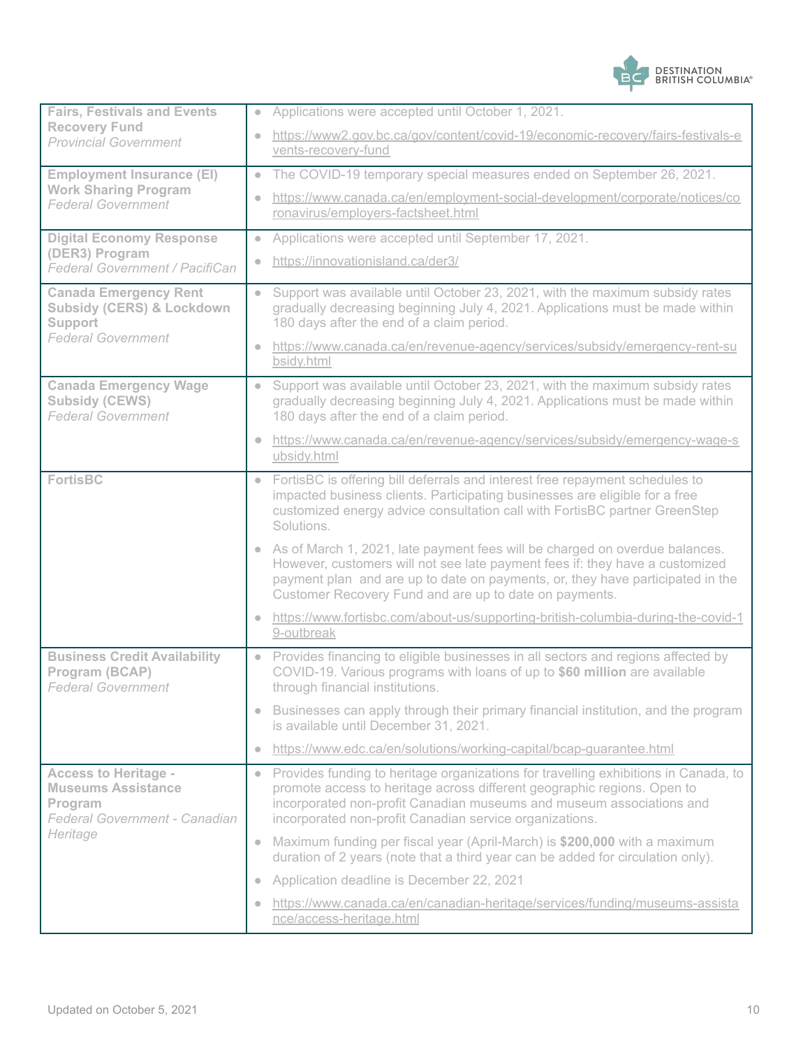| | |
|---|---|
| **Fairs, Festivals and Events Recovery Fund**<br>*Provincial Government* | • Applications were accepted until October 1, 2021.<br>• https://www2.gov.bc.ca/gov/content/covid-19/economic-recovery/fairs-festivals-events-recovery-fund |
| **Employment Insurance (EI) Work Sharing Program**<br>*Federal Government* | • The COVID-19 temporary special measures ended on September 26, 2021.<br>• https://www.canada.ca/en/employment-social-development/corporate/notices/coronavirus/employers-factsheet.html |
| **Digital Economy Response (DER3) Program**<br>*Federal Government / PacifiCan* | • Applications were accepted until September 17, 2021.<br>• https://innovationisland.ca/der3/ |
| **Canada Emergency Rent Subsidy (CERS) & Lockdown Support**<br>*Federal Government* | • Support was available until October 23, 2021, with the maximum subsidy rates gradually decreasing beginning July 4, 2021. Applications must be made within 180 days after the end of a claim period.<br>• https://www.canada.ca/en/revenue-agency/services/subsidy/emergency-rent-subsidy.html |
| **Canada Emergency Wage Subsidy (CEWS)**<br>*Federal Government* | • Support was available until October 23, 2021, with the maximum subsidy rates gradually decreasing beginning July 4, 2021. Applications must be made within 180 days after the end of a claim period.<br>• https://www.canada.ca/en/revenue-agency/services/subsidy/emergency-wage-subsidy.html |
| **FortisBC** | • FortisBC is offering bill deferrals and interest free repayment schedules to impacted business clients. Participating businesses are eligible for a free customized energy advice consultation call with FortisBC partner GreenStep Solutions.<br>• As of March 1, 2021, late payment fees will be charged on overdue balances. However, customers will not see late payment fees if: they have a customized payment plan and are up to date on payments, or, they have participated in the Customer Recovery Fund and are up to date on payments.<br>• https://www.fortisbc.com/about-us/supporting-british-columbia-during-the-covid-19-outbreak |
| **Business Credit Availability Program (BCAP)**<br>*Federal Government* | • Provides financing to eligible businesses in all sectors and regions affected by COVID-19. Various programs with loans of up to **$60 million** are available through financial institutions.<br>• Businesses can apply through their primary financial institution, and the program is available until December 31, 2021.<br>• https://www.edc.ca/en/solutions/working-capital/bcap-guarantee.html |
| **Access to Heritage - Museums Assistance Program**<br>*Federal Government - Canadian Heritage* | • Provides funding to heritage organizations for travelling exhibitions in Canada, to promote access to heritage across different geographic regions. Open to incorporated non-profit Canadian museums and museum associations and incorporated non-profit Canadian service organizations.<br>• Maximum funding per fiscal year (April-March) is **$200,000** with a maximum duration of 2 years (note that a third year can be added for circulation only).<br>• Application deadline is December 22, 2021<br>• https://www.canada.ca/en/canadian-heritage/services/funding/museums-assistance/access-heritage.html |

Updated on October 5, 2021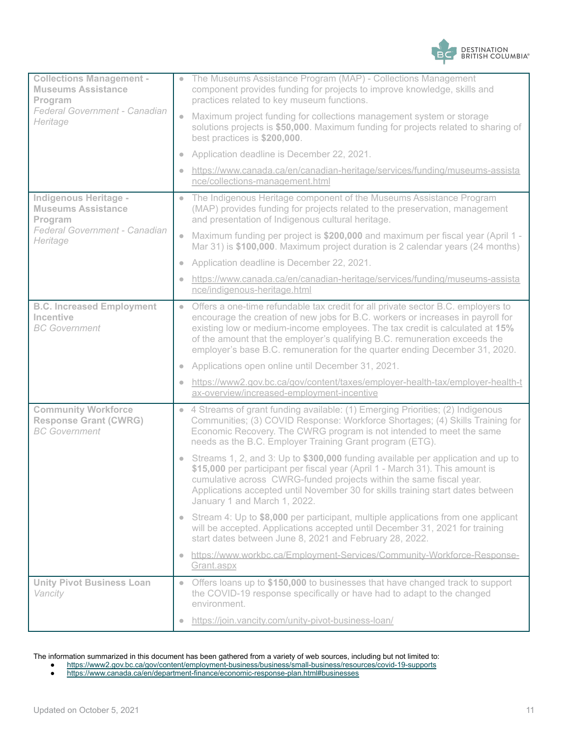| | |
|---|---|
| **Collections Management - Museums Assistance Program**<br>*Federal Government - Canadian Heritage* | • The Museums Assistance Program (MAP) - Collections Management component provides funding for projects to improve knowledge, skills and practices related to key museum functions.<br>• Maximum project funding for collections management system or storage solutions projects is **$50,000**. Maximum funding for projects related to sharing of best practices is **$200,000**.<br>• Application deadline is December 22, 2021.<br>• https://www.canada.ca/en/canadian-heritage/services/funding/museums-assistance/collections-management.html |
| **Indigenous Heritage - Museums Assistance Program**<br>*Federal Government - Canadian Heritage* | • The Indigenous Heritage component of the Museums Assistance Program (MAP) provides funding for projects related to the preservation, management and presentation of Indigenous cultural heritage.<br>• Maximum funding per project is **$200,000** and maximum per fiscal year (April 1 - Mar 31) is **$100,000**. Maximum project duration is 2 calendar years (24 months)<br>• Application deadline is December 22, 2021.<br>• https://www.canada.ca/en/canadian-heritage/services/funding/museums-assistance/indigenous-heritage.html |
| **B.C. Increased Employment Incentive**<br>*BC Government* | • Offers a one-time refundable tax credit for all private sector B.C. employers to encourage the creation of new jobs for B.C. workers or increases in payroll for existing low or medium-income employees. The tax credit is calculated at **15%** of the amount that the employer's qualifying B.C. remuneration exceeds the employer's base B.C. remuneration for the quarter ending December 31, 2020.<br>• Applications open online until December 31, 2021.<br>• https://www2.gov.bc.ca/gov/content/taxes/employer-health-tax/employer-health-tax-overview/increased-employment-incentive |
| **Community Workforce Response Grant (CWRG)**<br>*BC Government* | • 4 Streams of grant funding available: (1) Emerging Priorities; (2) Indigenous Communities; (3) COVID Response: Workforce Shortages; (4) Skills Training for Economic Recovery. The CWRG program is not intended to meet the same needs as the B.C. Employer Training Grant program (ETG).<br>• Streams 1, 2, and 3: Up to **$300,000** funding available per application and up to **$15,000** per participant per fiscal year (April 1 - March 31). This amount is cumulative across CWRG-funded projects within the same fiscal year. Applications accepted until November 30 for skills training start dates between January 1 and March 1, 2022.<br>• Stream 4: Up to **$8,000** per participant, multiple applications from one applicant will be accepted. Applications accepted until December 31, 2021 for training start dates between June 8, 2021 and February 28, 2022.<br>• https://www.workbc.ca/Employment-Services/Community-Workforce-Response-Grant.aspx |
| **Unity Pivot Business Loan**<br>*Vancity* | • Offers loans up to **$150,000** to businesses that have changed track to support the COVID-19 response specifically or have had to adapt to the changed environment.<br>• https://join.vancity.com/unity-pivot-business-loan/ |

The information summarized in this document has been gathered from a variety of web sources, including but not limited to:

- https://www2.gov.bc.ca/gov/content/employment-business/business/small-business/resources/covid-19-supports
- https://www.canada.ca/en/department-finance/economic-response-plan.html#businesses

Updated on October 5, 2021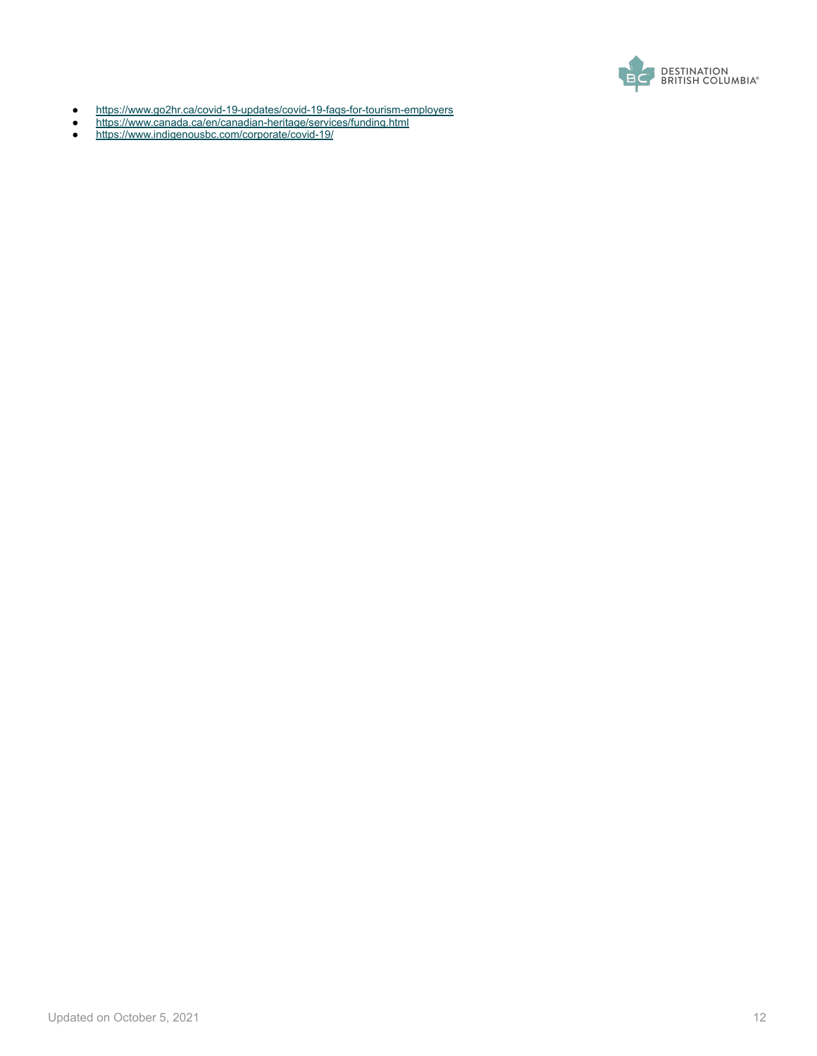- https://www.go2hr.ca/covid-19-updates/covid-19-faqs-for-tourism-employers
- https://www.canada.ca/en/canadian-heritage/services/funding.html
- https://www.indigenousbc.com/corporate/covid-19/